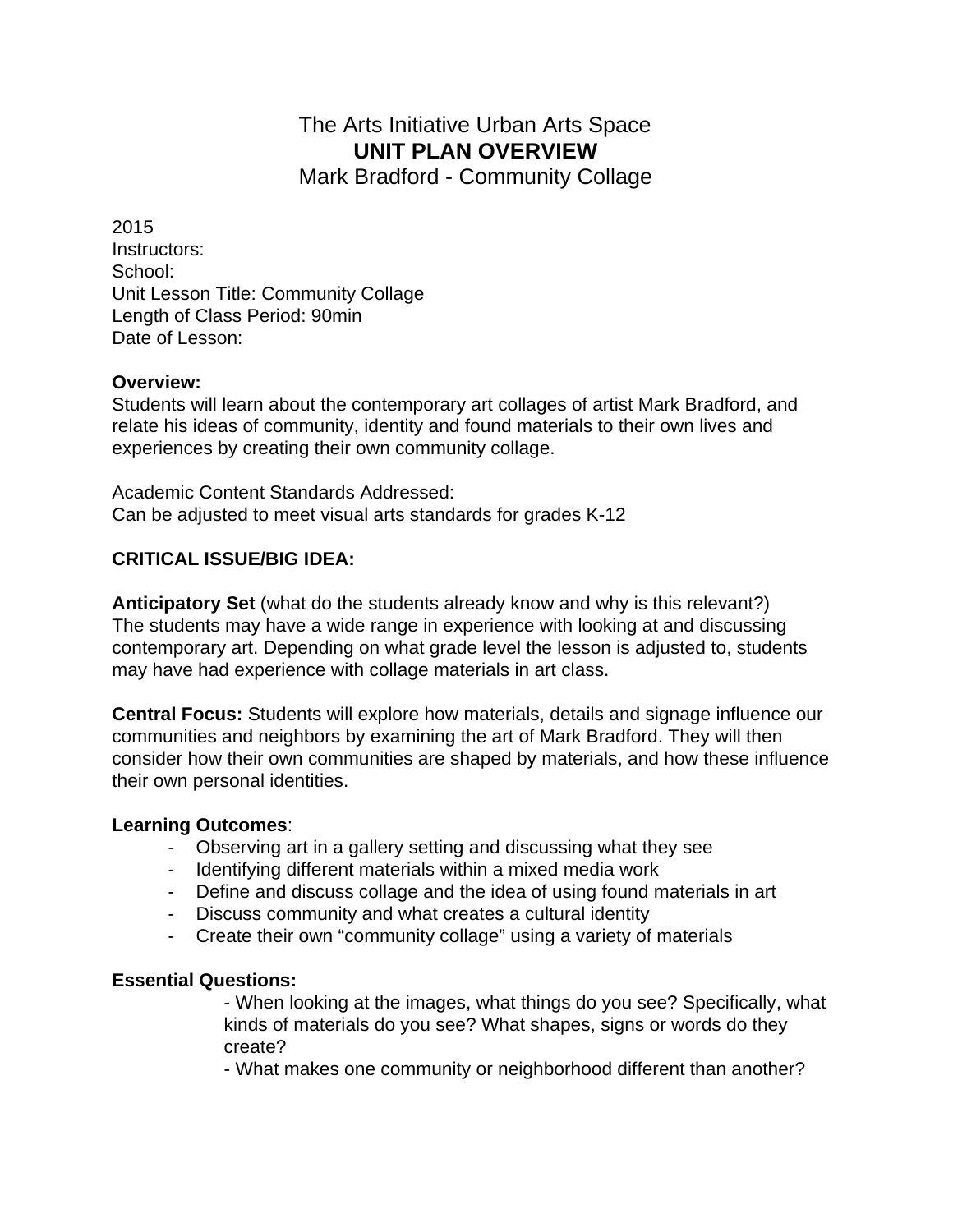# The Arts Initiative Urban Arts Space

## UNIT PLAN OVERVIEW

### Mark Bradford - Community Collage

2015
Instructors:
School:
Unit Lesson Title: Community Collage
Length of Class Period: 90min
Date of Lesson:

**Overview:**
Students will learn about the contemporary art collages of artist Mark Bradford, and relate his ideas of community, identity and found materials to their own lives and experiences by creating their own community collage.

Academic Content Standards Addressed:
Can be adjusted to meet visual arts standards for grades K-12

**CRITICAL ISSUE/BIG IDEA:**

**Anticipatory Set** (what do the students already know and why is this relevant?)
The students may have a wide range in experience with looking at and discussing contemporary art. Depending on what grade level the lesson is adjusted to, students may have had experience with collage materials in art class.

**Central Focus:** Students will explore how materials, details and signage influence our communities and neighbors by examining the art of Mark Bradford. They will then consider how their own communities are shaped by materials, and how these influence their own personal identities.

**Learning Outcomes**:

- Observing art in a gallery setting and discussing what they see
- Identifying different materials within a mixed media work
- Define and discuss collage and the idea of using found materials in art
- Discuss community and what creates a cultural identity
- Create their own "community collage" using a variety of materials

**Essential Questions:**

- When looking at the images, what things do you see? Specifically, what kinds of materials do you see? What shapes, signs or words do they create?
- What makes one community or neighborhood different than another?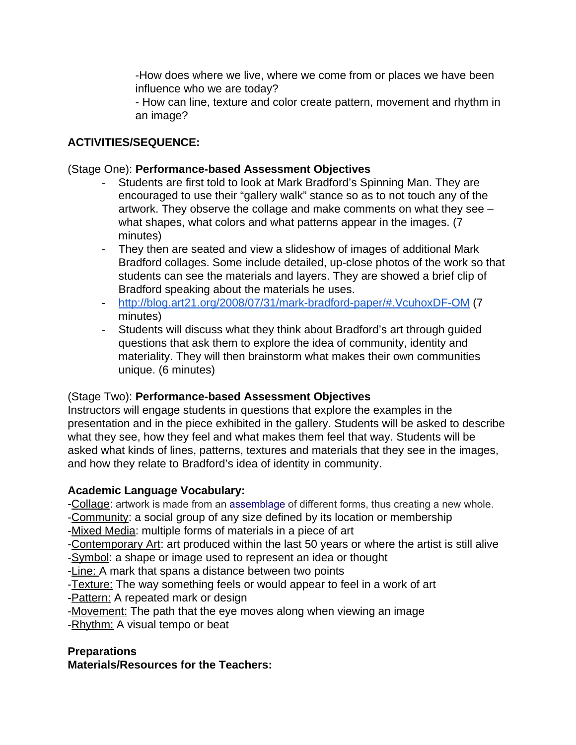-How does where we live, where we come from or places we have been influence who we are today?
- How can line, texture and color create pattern, movement and rhythm in an image?

**ACTIVITIES/SEQUENCE:**

(Stage One): **Performance-based Assessment Objectives**

- Students are first told to look at Mark Bradford's Spinning Man. They are encouraged to use their "gallery walk" stance so as to not touch any of the artwork. They observe the collage and make comments on what they see – what shapes, what colors and what patterns appear in the images. (7 minutes)
- They then are seated and view a slideshow of images of additional Mark Bradford collages. Some include detailed, up-close photos of the work so that students can see the materials and layers. They are showed a brief clip of Bradford speaking about the materials he uses.
- http://blog.art21.org/2008/07/31/mark-bradford-paper/#.VcuhoxDF-OM (7 minutes)
- Students will discuss what they think about Bradford's art through guided questions that ask them to explore the idea of community, identity and materiality. They will then brainstorm what makes their own communities unique. (6 minutes)

(Stage Two): **Performance-based Assessment Objectives**

Instructors will engage students in questions that explore the examples in the presentation and in the piece exhibited in the gallery. Students will be asked to describe what they see, how they feel and what makes them feel that way. Students will be asked what kinds of lines, patterns, textures and materials that they see in the images, and how they relate to Bradford's idea of identity in community.

**Academic Language Vocabulary:**

-Collage: artwork is made from an assemblage of different forms, thus creating a new whole.
-Community: a social group of any size defined by its location or membership
-Mixed Media: multiple forms of materials in a piece of art
-Contemporary Art: art produced within the last 50 years or where the artist is still alive
-Symbol: a shape or image used to represent an idea or thought
-Line: A mark that spans a distance between two points
-Texture: The way something feels or would appear to feel in a work of art
-Pattern: A repeated mark or design
-Movement: The path that the eye moves along when viewing an image
-Rhythm: A visual tempo or beat

**Preparations**
**Materials/Resources for the Teachers:**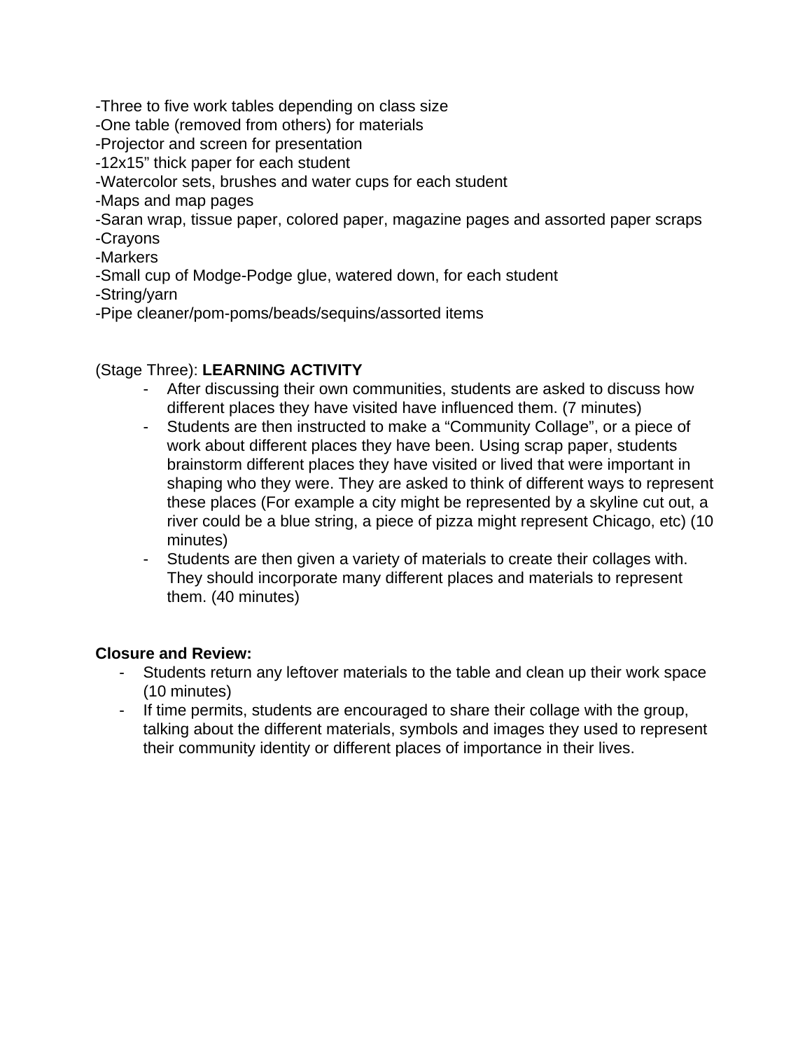-Three to five work tables depending on class size
-One table (removed from others) for materials
-Projector and screen for presentation
-12x15" thick paper for each student
-Watercolor sets, brushes and water cups for each student
-Maps and map pages
-Saran wrap, tissue paper, colored paper, magazine pages and assorted paper scraps
-Crayons
-Markers
-Small cup of Modge-Podge glue, watered down, for each student
-String/yarn
-Pipe cleaner/pom-poms/beads/sequins/assorted items

(Stage Three): **LEARNING ACTIVITY**

- After discussing their own communities, students are asked to discuss how different places they have visited have influenced them. (7 minutes)
- Students are then instructed to make a "Community Collage", or a piece of work about different places they have been. Using scrap paper, students brainstorm different places they have visited or lived that were important in shaping who they were. They are asked to think of different ways to represent these places (For example a city might be represented by a skyline cut out, a river could be a blue string, a piece of pizza might represent Chicago, etc) (10 minutes)
- Students are then given a variety of materials to create their collages with. They should incorporate many different places and materials to represent them. (40 minutes)

**Closure and Review:**

- Students return any leftover materials to the table and clean up their work space (10 minutes)
- If time permits, students are encouraged to share their collage with the group, talking about the different materials, symbols and images they used to represent their community identity or different places of importance in their lives.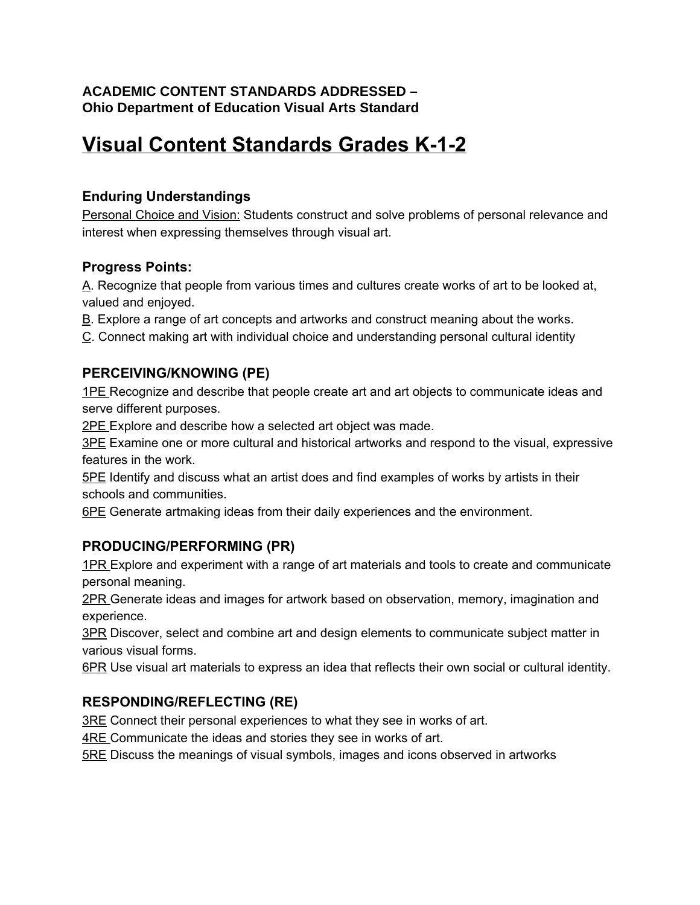**ACADEMIC CONTENT STANDARDS ADDRESSED –**
**Ohio Department of Education Visual Arts Standard**

# Visual Content Standards Grades K-1-2

### Enduring Understandings

Personal Choice and Vision: Students construct and solve problems of personal relevance and interest when expressing themselves through visual art.

### Progress Points:

A. Recognize that people from various times and cultures create works of art to be looked at, valued and enjoyed.
B. Explore a range of art concepts and artworks and construct meaning about the works.
C. Connect making art with individual choice and understanding personal cultural identity

### PERCEIVING/KNOWING (PE)

1PE Recognize and describe that people create art and art objects to communicate ideas and serve different purposes.
2PE Explore and describe how a selected art object was made.
3PE Examine one or more cultural and historical artworks and respond to the visual, expressive features in the work.
5PE Identify and discuss what an artist does and find examples of works by artists in their schools and communities.
6PE Generate artmaking ideas from their daily experiences and the environment.

### PRODUCING/PERFORMING (PR)

1PR Explore and experiment with a range of art materials and tools to create and communicate personal meaning.
2PR Generate ideas and images for artwork based on observation, memory, imagination and experience.
3PR Discover, select and combine art and design elements to communicate subject matter in various visual forms.
6PR Use visual art materials to express an idea that reflects their own social or cultural identity.

### RESPONDING/REFLECTING (RE)

3RE Connect their personal experiences to what they see in works of art.
4RE Communicate the ideas and stories they see in works of art.
5RE Discuss the meanings of visual symbols, images and icons observed in artworks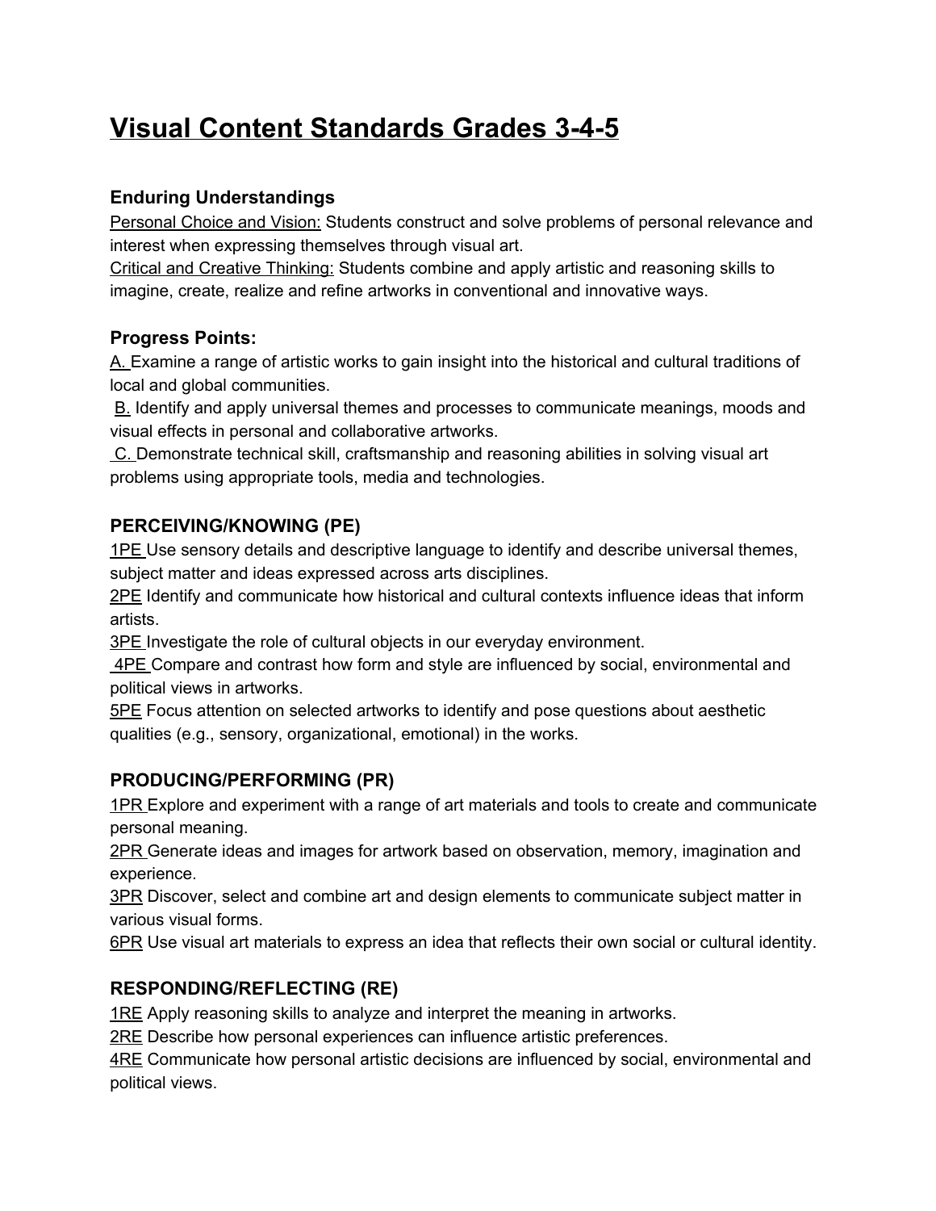# Visual Content Standards Grades 3-4-5

### Enduring Understandings

Personal Choice and Vision: Students construct and solve problems of personal relevance and interest when expressing themselves through visual art.
Critical and Creative Thinking: Students combine and apply artistic and reasoning skills to imagine, create, realize and refine artworks in conventional and innovative ways.

### Progress Points:

A. Examine a range of artistic works to gain insight into the historical and cultural traditions of local and global communities.
B. Identify and apply universal themes and processes to communicate meanings, moods and visual effects in personal and collaborative artworks.
C. Demonstrate technical skill, craftsmanship and reasoning abilities in solving visual art problems using appropriate tools, media and technologies.

### PERCEIVING/KNOWING (PE)

1PE Use sensory details and descriptive language to identify and describe universal themes, subject matter and ideas expressed across arts disciplines.
2PE Identify and communicate how historical and cultural contexts influence ideas that inform artists.
3PE Investigate the role of cultural objects in our everyday environment.
4PE Compare and contrast how form and style are influenced by social, environmental and political views in artworks.
5PE Focus attention on selected artworks to identify and pose questions about aesthetic qualities (e.g., sensory, organizational, emotional) in the works.

### PRODUCING/PERFORMING (PR)

1PR Explore and experiment with a range of art materials and tools to create and communicate personal meaning.
2PR Generate ideas and images for artwork based on observation, memory, imagination and experience.
3PR Discover, select and combine art and design elements to communicate subject matter in various visual forms.
6PR Use visual art materials to express an idea that reflects their own social or cultural identity.

### RESPONDING/REFLECTING (RE)

1RE Apply reasoning skills to analyze and interpret the meaning in artworks.
2RE Describe how personal experiences can influence artistic preferences.
4RE Communicate how personal artistic decisions are influenced by social, environmental and political views.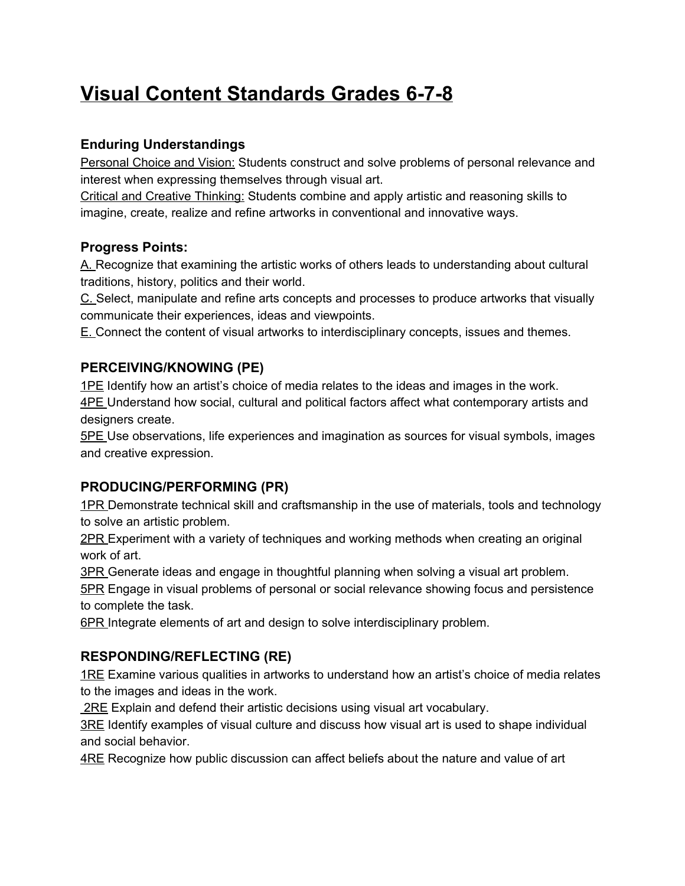# Visual Content Standards Grades 6-7-8

### Enduring Understandings

Personal Choice and Vision: Students construct and solve problems of personal relevance and interest when expressing themselves through visual art.
Critical and Creative Thinking: Students combine and apply artistic and reasoning skills to imagine, create, realize and refine artworks in conventional and innovative ways.

### Progress Points:

A. Recognize that examining the artistic works of others leads to understanding about cultural traditions, history, politics and their world.
C. Select, manipulate and refine arts concepts and processes to produce artworks that visually communicate their experiences, ideas and viewpoints.
E. Connect the content of visual artworks to interdisciplinary concepts, issues and themes.

### PERCEIVING/KNOWING (PE)

1PE Identify how an artist's choice of media relates to the ideas and images in the work.
4PE Understand how social, cultural and political factors affect what contemporary artists and designers create.
5PE Use observations, life experiences and imagination as sources for visual symbols, images and creative expression.

### PRODUCING/PERFORMING (PR)

1PR Demonstrate technical skill and craftsmanship in the use of materials, tools and technology to solve an artistic problem.
2PR Experiment with a variety of techniques and working methods when creating an original work of art.
3PR Generate ideas and engage in thoughtful planning when solving a visual art problem.
5PR Engage in visual problems of personal or social relevance showing focus and persistence to complete the task.
6PR Integrate elements of art and design to solve interdisciplinary problem.

### RESPONDING/REFLECTING (RE)

1RE Examine various qualities in artworks to understand how an artist's choice of media relates to the images and ideas in the work.
2RE Explain and defend their artistic decisions using visual art vocabulary.
3RE Identify examples of visual culture and discuss how visual art is used to shape individual and social behavior.
4RE Recognize how public discussion can affect beliefs about the nature and value of art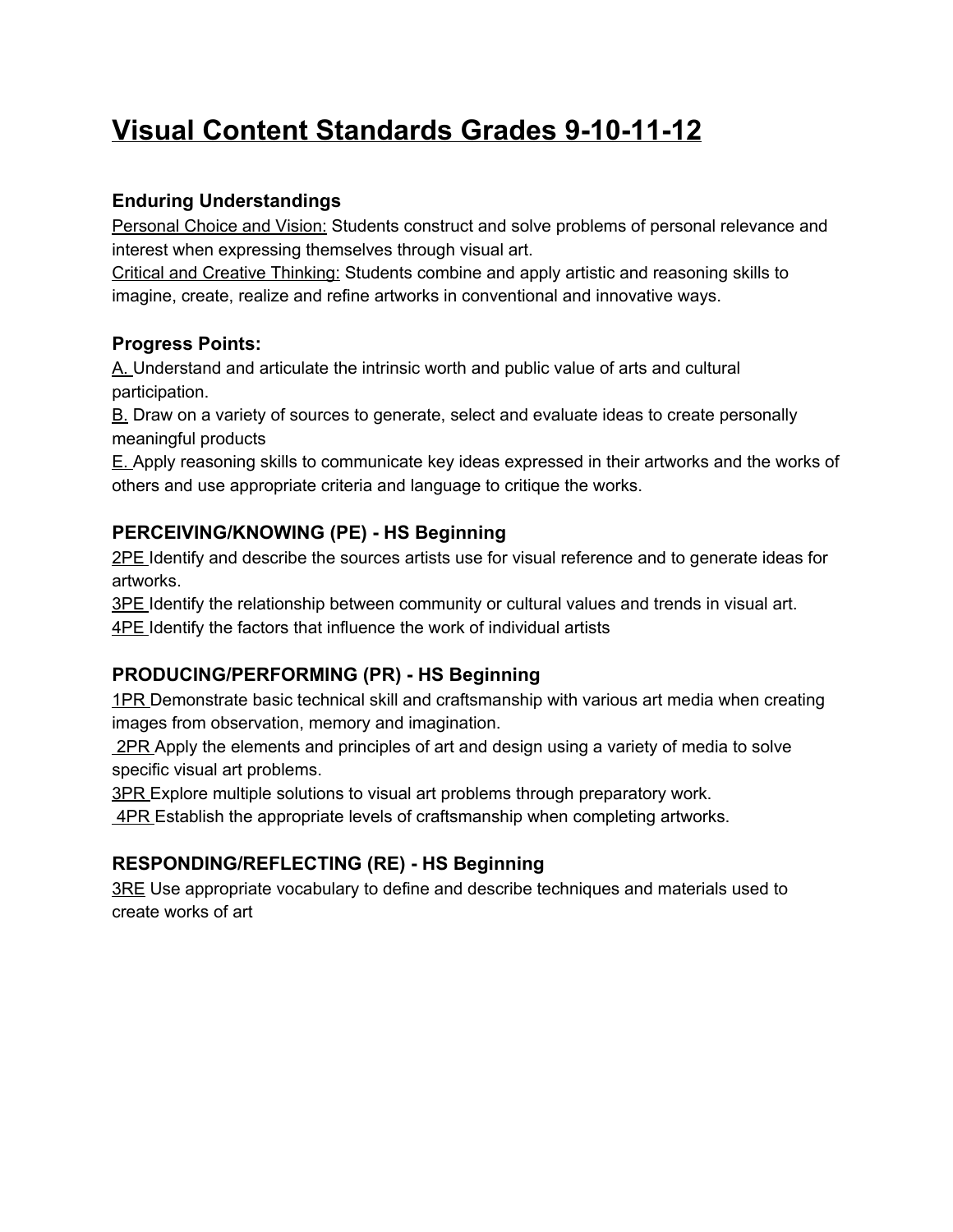# Visual Content Standards Grades 9-10-11-12

### Enduring Understandings

Personal Choice and Vision: Students construct and solve problems of personal relevance and interest when expressing themselves through visual art.
Critical and Creative Thinking: Students combine and apply artistic and reasoning skills to imagine, create, realize and refine artworks in conventional and innovative ways.

### Progress Points:

A. Understand and articulate the intrinsic worth and public value of arts and cultural participation.
B. Draw on a variety of sources to generate, select and evaluate ideas to create personally meaningful products
E. Apply reasoning skills to communicate key ideas expressed in their artworks and the works of others and use appropriate criteria and language to critique the works.

### PERCEIVING/KNOWING (PE) - HS Beginning

2PE Identify and describe the sources artists use for visual reference and to generate ideas for artworks.
3PE Identify the relationship between community or cultural values and trends in visual art.
4PE Identify the factors that influence the work of individual artists

### PRODUCING/PERFORMING (PR) - HS Beginning

1PR Demonstrate basic technical skill and craftsmanship with various art media when creating images from observation, memory and imagination.
2PR Apply the elements and principles of art and design using a variety of media to solve specific visual art problems.
3PR Explore multiple solutions to visual art problems through preparatory work.
4PR Establish the appropriate levels of craftsmanship when completing artworks.

### RESPONDING/REFLECTING (RE) - HS Beginning

3RE Use appropriate vocabulary to define and describe techniques and materials used to create works of art